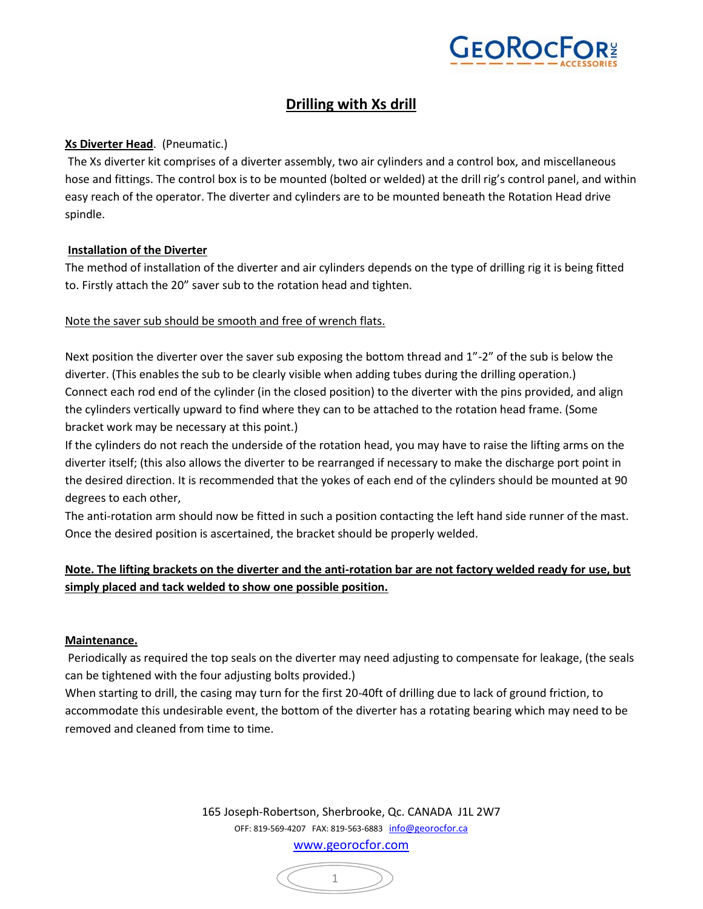# Drilling with Xs drill

**Xs Diverter Head**. (Pneumatic.)

The Xs diverter kit comprises of a diverter assembly, two air cylinders and a control box, and miscellaneous hose and fittings. The control box is to be mounted (bolted or welded) at the drill rig's control panel, and within easy reach of the operator. The diverter and cylinders are to be mounted beneath the Rotation Head drive spindle.

**Installation of the Diverter**

The method of installation of the diverter and air cylinders depends on the type of drilling rig it is being fitted to. Firstly attach the 20" saver sub to the rotation head and tighten.

Note the saver sub should be smooth and free of wrench flats.

Next position the diverter over the saver sub exposing the bottom thread and 1"-2" of the sub is below the diverter. (This enables the sub to be clearly visible when adding tubes during the drilling operation.)
Connect each rod end of the cylinder (in the closed position) to the diverter with the pins provided, and align the cylinders vertically upward to find where they can to be attached to the rotation head frame. (Some bracket work may be necessary at this point.)
If the cylinders do not reach the underside of the rotation head, you may have to raise the lifting arms on the diverter itself; (this also allows the diverter to be rearranged if necessary to make the discharge port point in the desired direction. It is recommended that the yokes of each end of the cylinders should be mounted at 90 degrees to each other,
The anti-rotation arm should now be fitted in such a position contacting the left hand side runner of the mast. Once the desired position is ascertained, the bracket should be properly welded.

**Note. The lifting brackets on the diverter and the anti-rotation bar are not factory welded ready for use, but simply placed and tack welded to show one possible position.**

**Maintenance.**

Periodically as required the top seals on the diverter may need adjusting to compensate for leakage, (the seals can be tightened with the four adjusting bolts provided.)
When starting to drill, the casing may turn for the first 20-40ft of drilling due to lack of ground friction, to accommodate this undesirable event, the bottom of the diverter has a rotating bearing which may need to be removed and cleaned from time to time.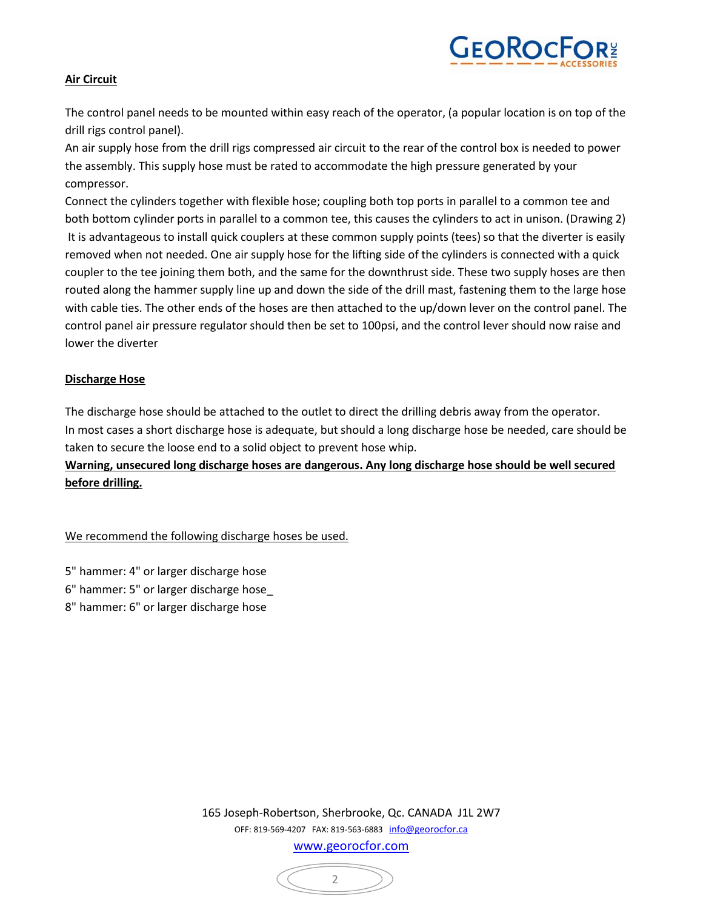**Air Circuit**

The control panel needs to be mounted within easy reach of the operator, (a popular location is on top of the drill rigs control panel).
An air supply hose from the drill rigs compressed air circuit to the rear of the control box is needed to power the assembly. This supply hose must be rated to accommodate the high pressure generated by your compressor.
Connect the cylinders together with flexible hose; coupling both top ports in parallel to a common tee and both bottom cylinder ports in parallel to a common tee, this causes the cylinders to act in unison. (Drawing 2) It is advantageous to install quick couplers at these common supply points (tees) so that the diverter is easily removed when not needed. One air supply hose for the lifting side of the cylinders is connected with a quick coupler to the tee joining them both, and the same for the downthrust side. These two supply hoses are then routed along the hammer supply line up and down the side of the drill mast, fastening them to the large hose with cable ties. The other ends of the hoses are then attached to the up/down lever on the control panel. The control panel air pressure regulator should then be set to 100psi, and the control lever should now raise and lower the diverter

**Discharge Hose**

The discharge hose should be attached to the outlet to direct the drilling debris away from the operator.
In most cases a short discharge hose is adequate, but should a long discharge hose be needed, care should be taken to secure the loose end to a solid object to prevent hose whip.
**Warning, unsecured long discharge hoses are dangerous. Any long discharge hose should be well secured before drilling.**

We recommend the following discharge hoses be used.

5" hammer: 4" or larger discharge hose
6" hammer: 5" or larger discharge hose_
8" hammer: 6" or larger discharge hose

165 Joseph-Robertson, Sherbrooke, Qc. CANADA J1L 2W7
OFF: 819-569-4207 FAX: 819-563-6883 info@georocfor.ca
www.georocfor.com